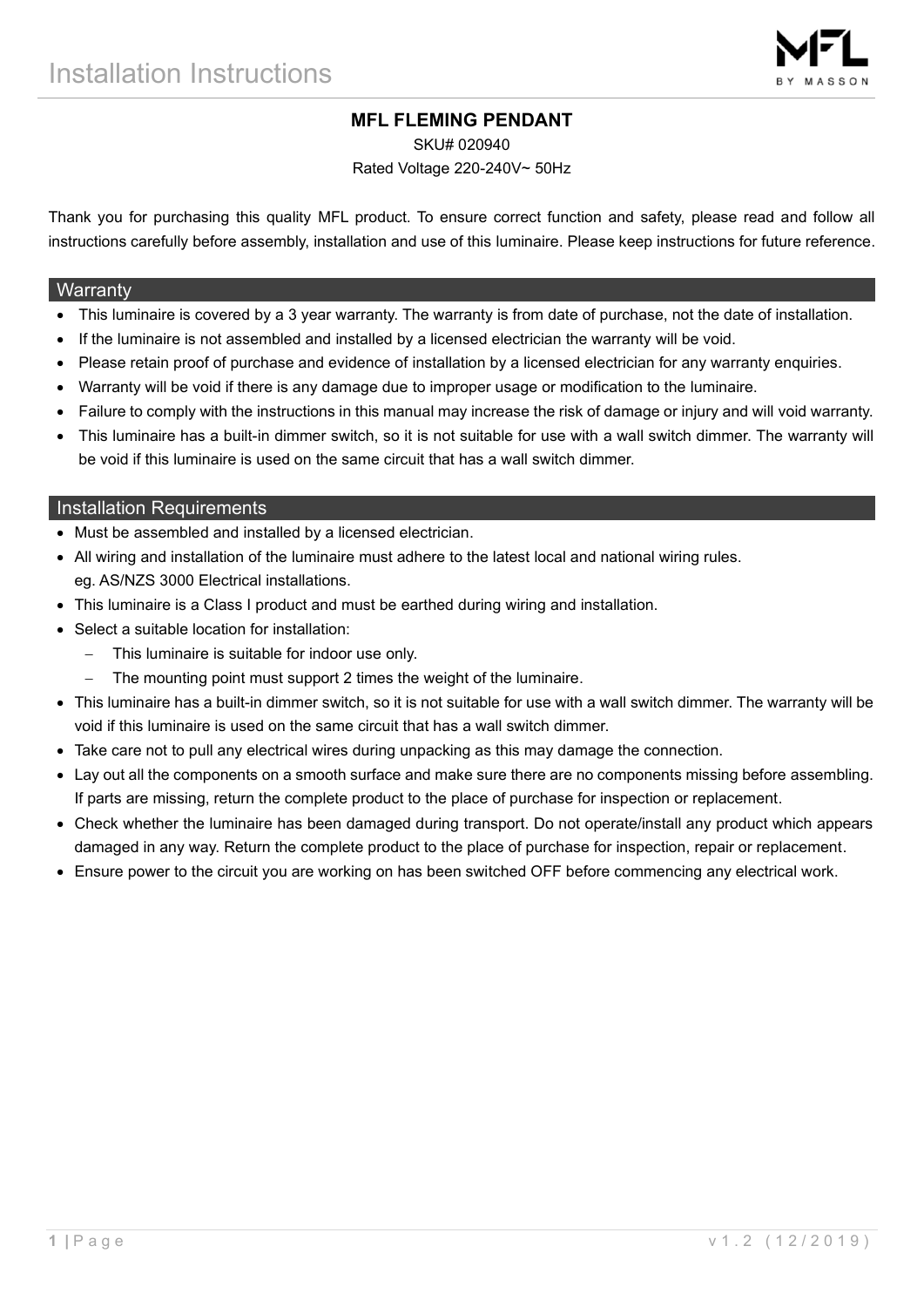# Installation Instructions

## MFL FLEMING PENDANT

SKU# 020940

Rated Voltage 220-240V~ 50Hz

Thank you for purchasing this quality MFL product. To ensure correct function and safety, please read and follow all instructions carefully before assembly, installation and use of this luminaire. Please keep instructions for future reference.

## Warranty

- This luminaire is covered by a 3 year warranty. The warranty is from date of purchase, not the date of installation.
- If the luminaire is not assembled and installed by a licensed electrician the warranty will be void.
- Please retain proof of purchase and evidence of installation by a licensed electrician for any warranty enquiries.
- Warranty will be void if there is any damage due to improper usage or modification to the luminaire.
- Failure to comply with the instructions in this manual may increase the risk of damage or injury and will void warranty.
- This luminaire has a built-in dimmer switch, so it is not suitable for use with a wall switch dimmer. The warranty will be void if this luminaire is used on the same circuit that has a wall switch dimmer.

## Installation Requirements

- Must be assembled and installed by a licensed electrician.
- All wiring and installation of the luminaire must adhere to the latest local and national wiring rules. eg. AS/NZS 3000 Electrical installations.
- This luminaire is a Class I product and must be earthed during wiring and installation.
- Select a suitable location for installation:
  - This luminaire is suitable for indoor use only.
  - The mounting point must support 2 times the weight of the luminaire.
- This luminaire has a built-in dimmer switch, so it is not suitable for use with a wall switch dimmer. The warranty will be void if this luminaire is used on the same circuit that has a wall switch dimmer.
- Take care not to pull any electrical wires during unpacking as this may damage the connection.
- Lay out all the components on a smooth surface and make sure there are no components missing before assembling. If parts are missing, return the complete product to the place of purchase for inspection or replacement.
- Check whether the luminaire has been damaged during transport. Do not operate/install any product which appears damaged in any way. Return the complete product to the place of purchase for inspection, repair or replacement.
- Ensure power to the circuit you are working on has been switched OFF before commencing any electrical work.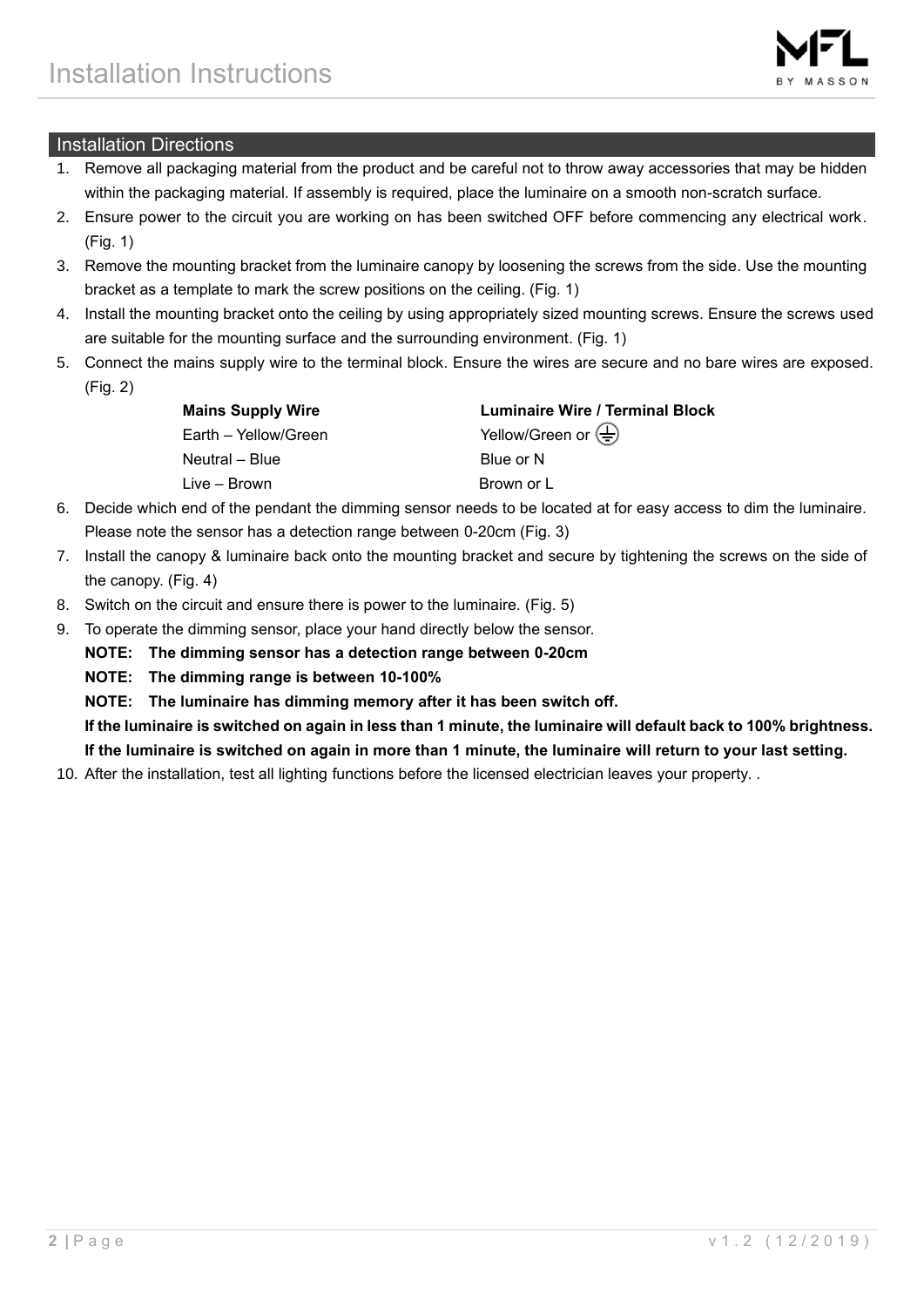# Installation Instructions

## Installation Directions

1. Remove all packaging material from the product and be careful not to throw away accessories that may be hidden within the packaging material. If assembly is required, place the luminaire on a smooth non-scratch surface.
2. Ensure power to the circuit you are working on has been switched OFF before commencing any electrical work. (Fig. 1)
3. Remove the mounting bracket from the luminaire canopy by loosening the screws from the side. Use the mounting bracket as a template to mark the screw positions on the ceiling. (Fig. 1)
4. Install the mounting bracket onto the ceiling by using appropriately sized mounting screws. Ensure the screws used are suitable for the mounting surface and the surrounding environment. (Fig. 1)
5. Connect the mains supply wire to the terminal block. Ensure the wires are secure and no bare wires are exposed. (Fig. 2)

| **Mains Supply Wire** | **Luminaire Wire / Terminal Block** |
| --- | --- |
| Earth – Yellow/Green | Yellow/Green or ⏚ |
| Neutral – Blue | Blue or N |
| Live – Brown | Brown or L |

6. Decide which end of the pendant the dimming sensor needs to be located at for easy access to dim the luminaire. Please note the sensor has a detection range between 0-20cm (Fig. 3)
7. Install the canopy & luminaire back onto the mounting bracket and secure by tightening the screws on the side of the canopy. (Fig. 4)
8. Switch on the circuit and ensure there is power to the luminaire. (Fig. 5)
9. To operate the dimming sensor, place your hand directly below the sensor.

   **NOTE: The dimming sensor has a detection range between 0-20cm**

   **NOTE: The dimming range is between 10-100%**

   **NOTE: The luminaire has dimming memory after it has been switch off.**

   **If the luminaire is switched on again in less than 1 minute, the luminaire will default back to 100% brightness.**

   **If the luminaire is switched on again in more than 1 minute, the luminaire will return to your last setting.**
10. After the installation, test all lighting functions before the licensed electrician leaves your property. .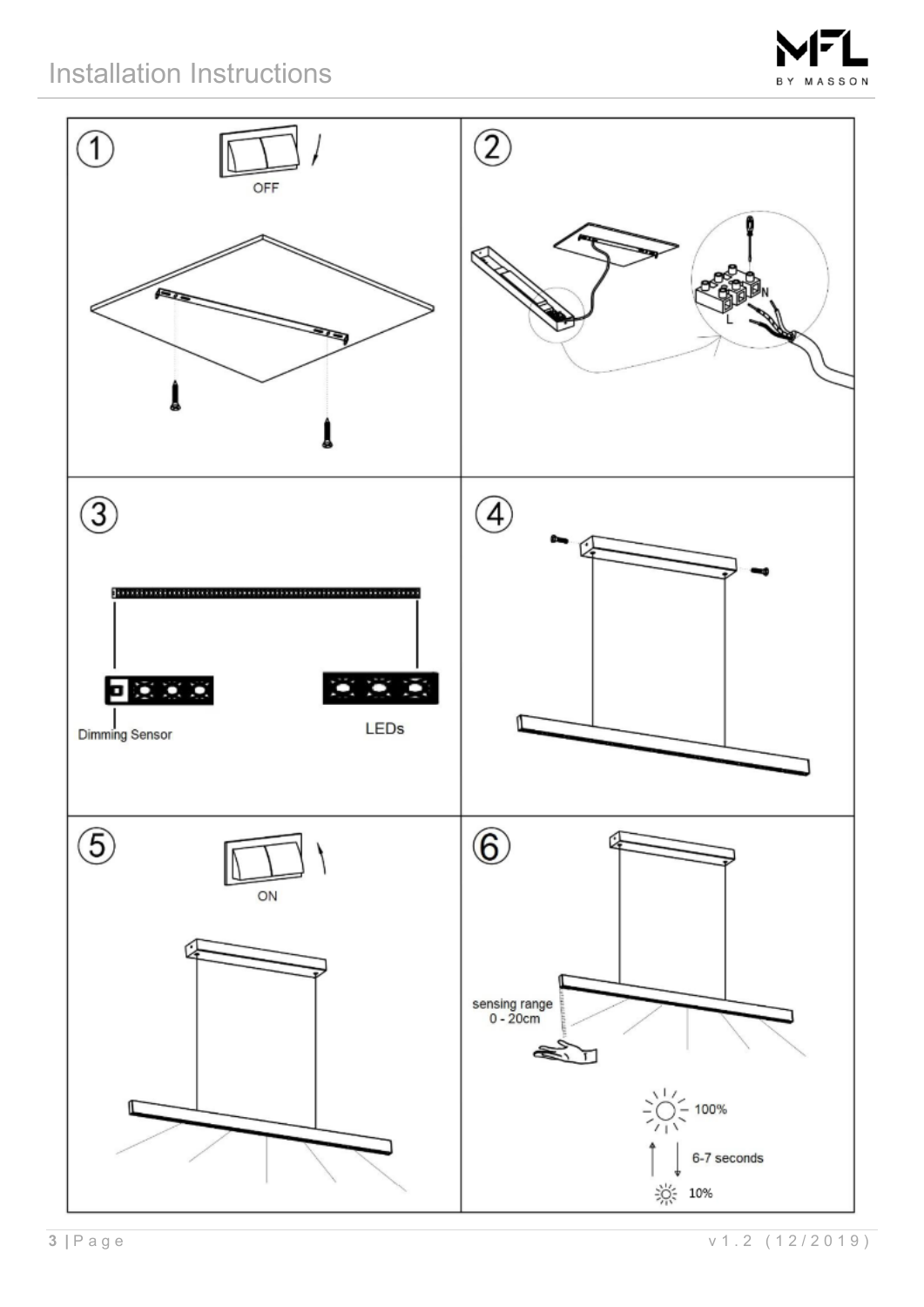# Installation Instructions

①

OFF

②

N

L

③

Dimming Sensor

LEDs

④

⑤

ON

⑥

sensing range
0 - 20cm

100%

6-7 seconds

10%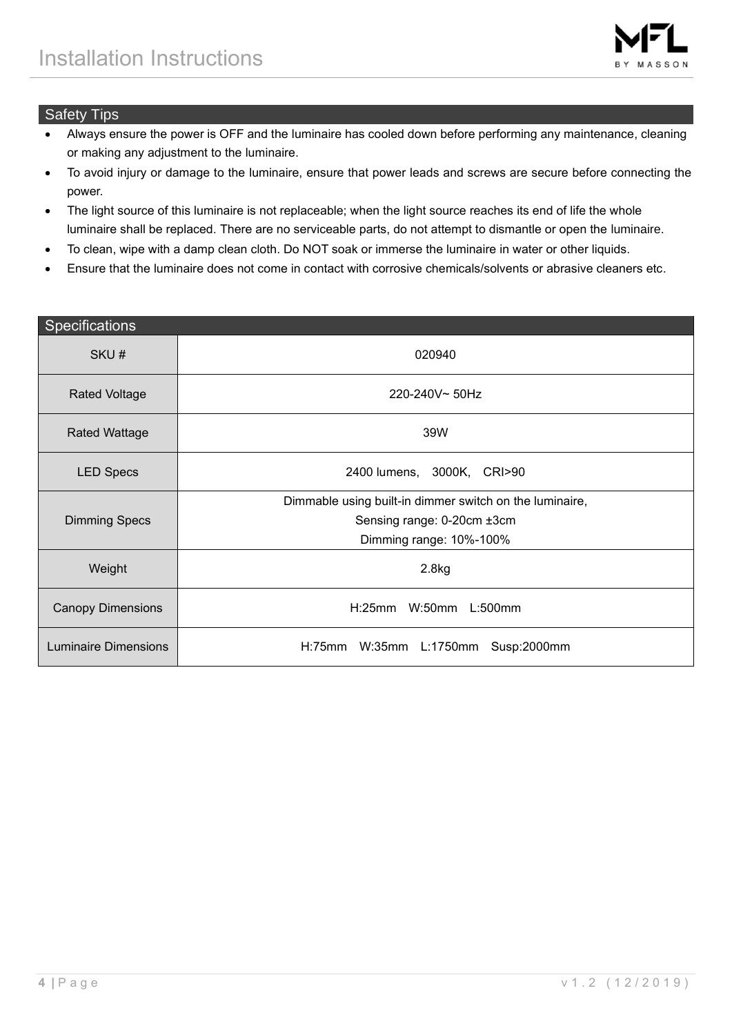# Installation Instructions

## Safety Tips

- Always ensure the power is OFF and the luminaire has cooled down before performing any maintenance, cleaning or making any adjustment to the luminaire.
- To avoid injury or damage to the luminaire, ensure that power leads and screws are secure before connecting the power.
- The light source of this luminaire is not replaceable; when the light source reaches its end of life the whole luminaire shall be replaced. There are no serviceable parts, do not attempt to dismantle or open the luminaire.
- To clean, wipe with a damp clean cloth. Do NOT soak or immerse the luminaire in water or other liquids.
- Ensure that the luminaire does not come in contact with corrosive chemicals/solvents or abrasive cleaners etc.

## Specifications

| | |
|---|---|
| SKU # | 020940 |
| Rated Voltage | 220-240V~ 50Hz |
| Rated Wattage | 39W |
| LED Specs | 2400 lumens, 3000K, CRI>90 |
| Dimming Specs | Dimmable using built-in dimmer switch on the luminaire,<br>Sensing range: 0-20cm ±3cm<br>Dimming range: 10%-100% |
| Weight | 2.8kg |
| Canopy Dimensions | H:25mm W:50mm L:500mm |
| Luminaire Dimensions | H:75mm W:35mm L:1750mm Susp:2000mm |